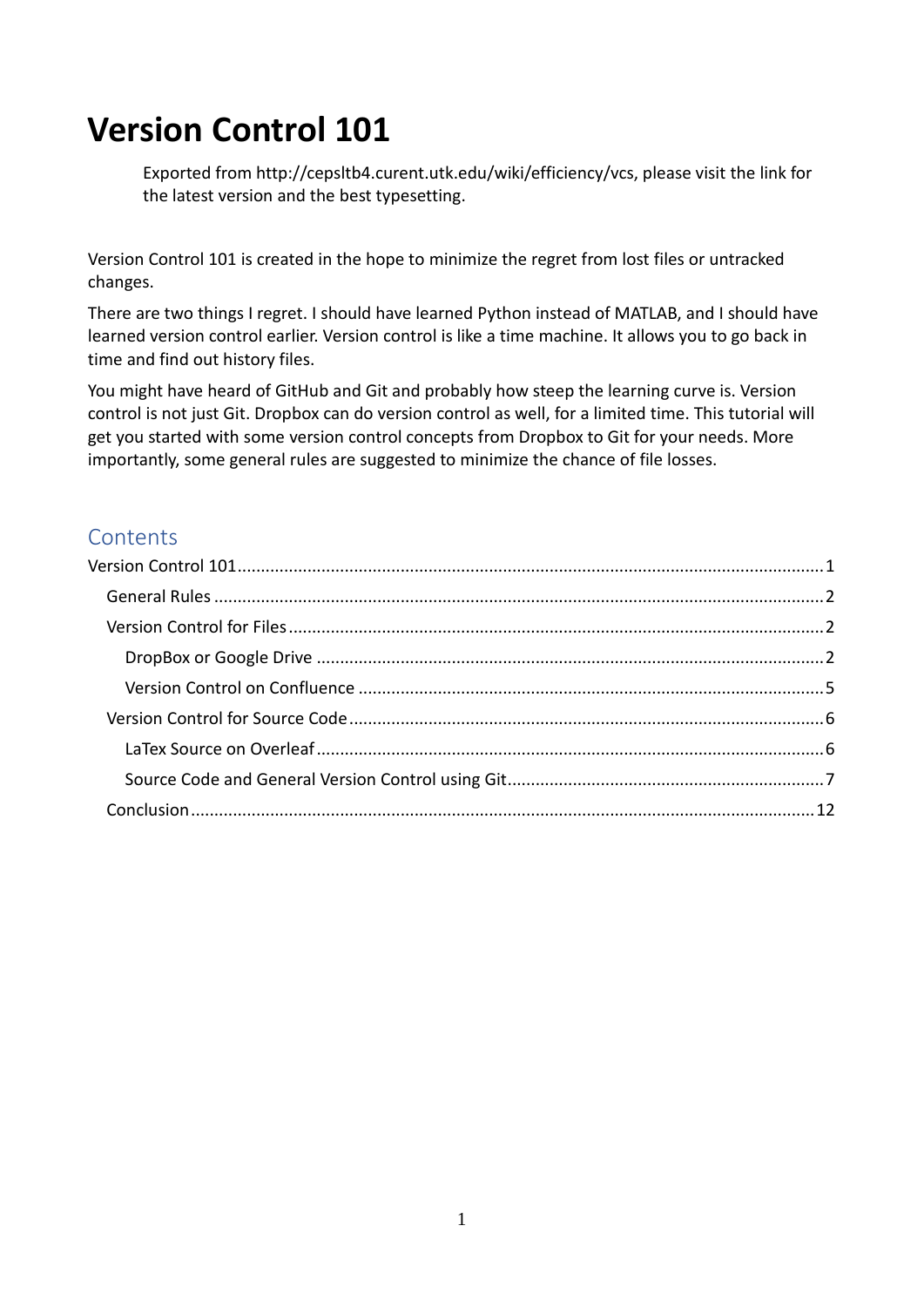# Version Control 101

> Exported from http://cepsltb4.curent.utk.edu/wiki/efficiency/vcs, please visit the link for the latest version and the best typesetting.

Version Control 101 is created in the hope to minimize the regret from lost files or untracked changes.

There are two things I regret. I should have learned Python instead of MATLAB, and I should have learned version control earlier. Version control is like a time machine. It allows you to go back in time and find out history files.

You might have heard of GitHub and Git and probably how steep the learning curve is. Version control is not just Git. Dropbox can do version control as well, for a limited time. This tutorial will get you started with some version control concepts from Dropbox to Git for your needs. More importantly, some general rules are suggested to minimize the chance of file losses.

## Contents

- Version Control 101 ........ 1
  - General Rules ........ 2
  - Version Control for Files ........ 2
    - DropBox or Google Drive ........ 2
    - Version Control on Confluence ........ 5
  - Version Control for Source Code ........ 6
    - LaTex Source on Overleaf ........ 6
    - Source Code and General Version Control using Git ........ 7
  - Conclusion ........ 12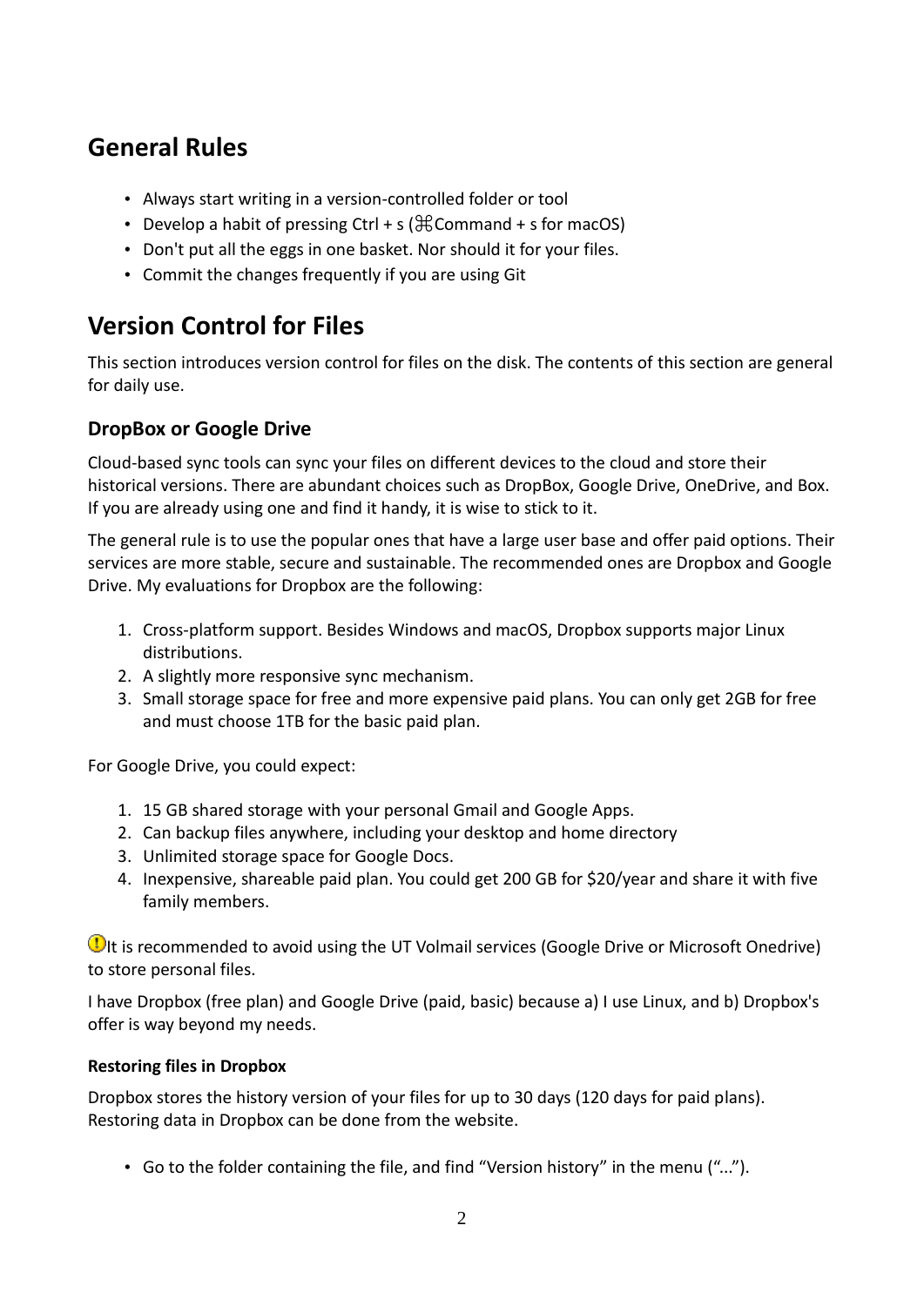## General Rules

- Always start writing in a version-controlled folder or tool
- Develop a habit of pressing Ctrl + s (⌘Command + s for macOS)
- Don't put all the eggs in one basket. Nor should it for your files.
- Commit the changes frequently if you are using Git

## Version Control for Files

This section introduces version control for files on the disk. The contents of this section are general for daily use.

### DropBox or Google Drive

Cloud-based sync tools can sync your files on different devices to the cloud and store their historical versions. There are abundant choices such as DropBox, Google Drive, OneDrive, and Box. If you are already using one and find it handy, it is wise to stick to it.

The general rule is to use the popular ones that have a large user base and offer paid options. Their services are more stable, secure and sustainable. The recommended ones are Dropbox and Google Drive. My evaluations for Dropbox are the following:

1. Cross-platform support. Besides Windows and macOS, Dropbox supports major Linux distributions.
2. A slightly more responsive sync mechanism.
3. Small storage space for free and more expensive paid plans. You can only get 2GB for free and must choose 1TB for the basic paid plan.

For Google Drive, you could expect:

1. 15 GB shared storage with your personal Gmail and Google Apps.
2. Can backup files anywhere, including your desktop and home directory
3. Unlimited storage space for Google Docs.
4. Inexpensive, shareable paid plan. You could get 200 GB for $20/year and share it with five family members.

❗It is recommended to avoid using the UT Volmail services (Google Drive or Microsoft Onedrive) to store personal files.

I have Dropbox (free plan) and Google Drive (paid, basic) because a) I use Linux, and b) Dropbox's offer is way beyond my needs.

#### Restoring files in Dropbox

Dropbox stores the history version of your files for up to 30 days (120 days for paid plans). Restoring data in Dropbox can be done from the website.

- Go to the folder containing the file, and find “Version history” in the menu (“...”).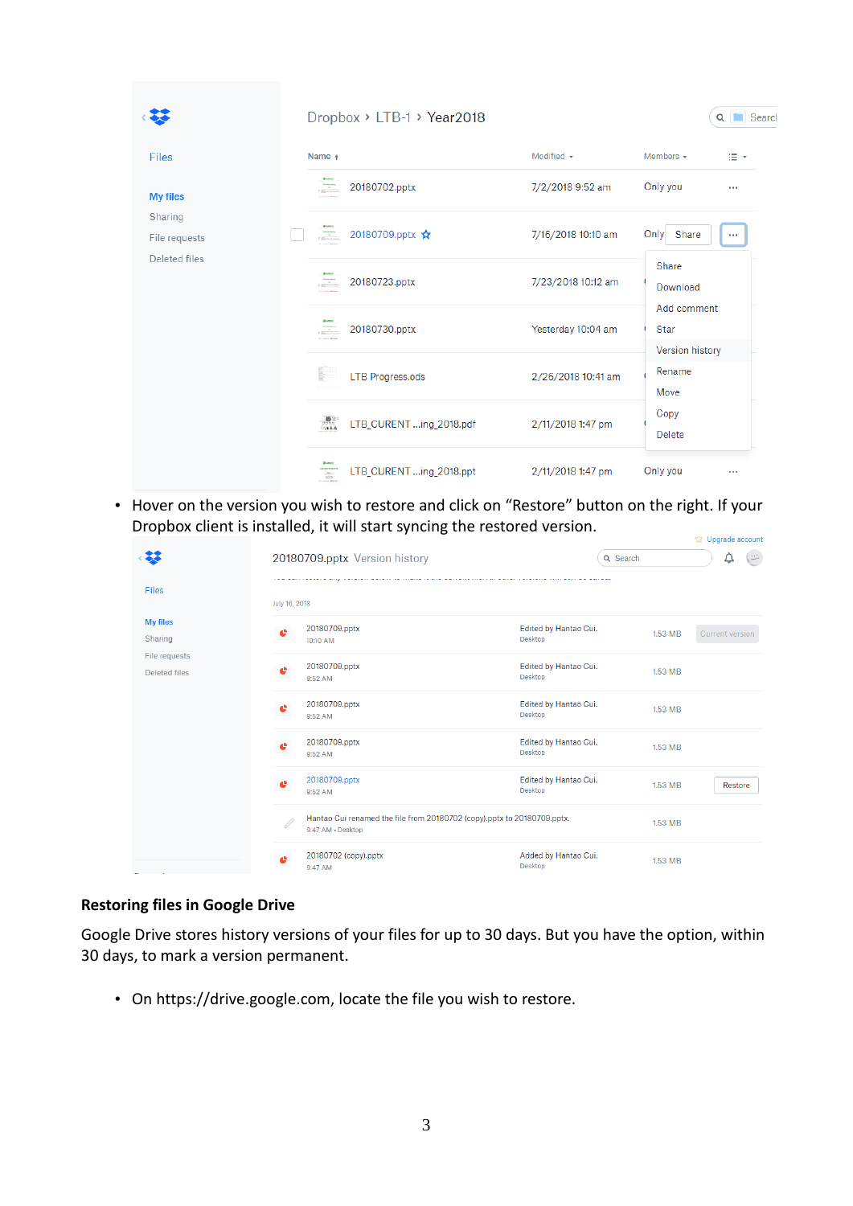- Hover on the version you wish to restore and click on “Restore” button on the right. If your Dropbox client is installed, it will start syncing the restored version.

**Restoring files in Google Drive**

Google Drive stores history versions of your files for up to 30 days. But you have the option, within 30 days, to mark a version permanent.

- On https://drive.google.com, locate the file you wish to restore.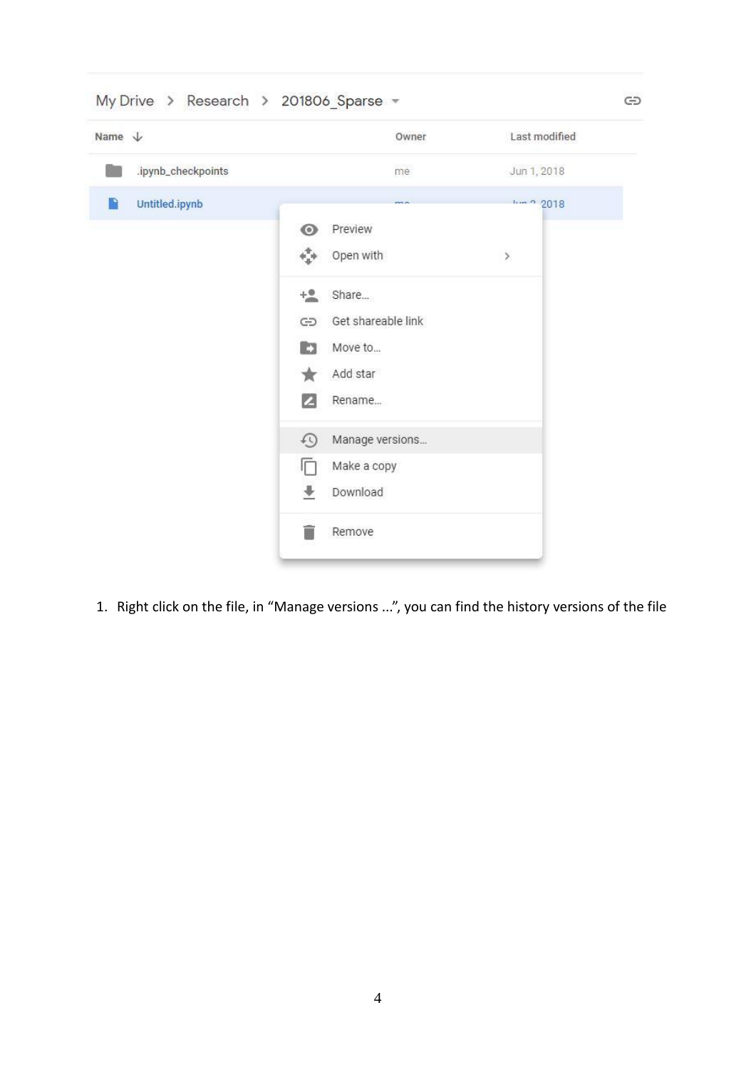1. Right click on the file, in “Manage versions ...”, you can find the history versions of the file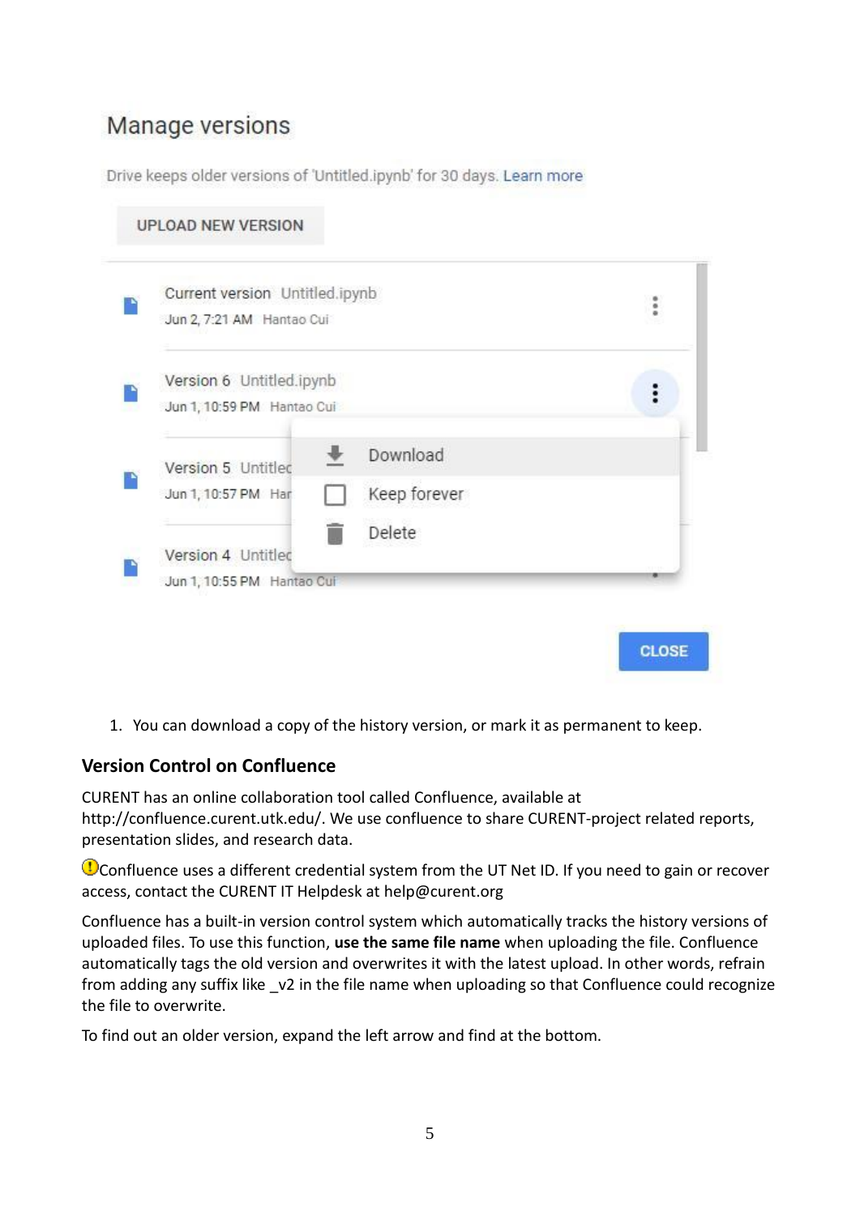1. You can download a copy of the history version, or mark it as permanent to keep.

### Version Control on Confluence

CURENT has an online collaboration tool called Confluence, available at http://confluence.curent.utk.edu/. We use confluence to share CURENT-project related reports, presentation slides, and research data.

⚠Confluence uses a different credential system from the UT Net ID. If you need to gain or recover access, contact the CURENT IT Helpdesk at help@curent.org

Confluence has a built-in version control system which automatically tracks the history versions of uploaded files. To use this function, **use the same file name** when uploading the file. Confluence automatically tags the old version and overwrites it with the latest upload. In other words, refrain from adding any suffix like _v2 in the file name when uploading so that Confluence could recognize the file to overwrite.

To find out an older version, expand the left arrow and find at the bottom.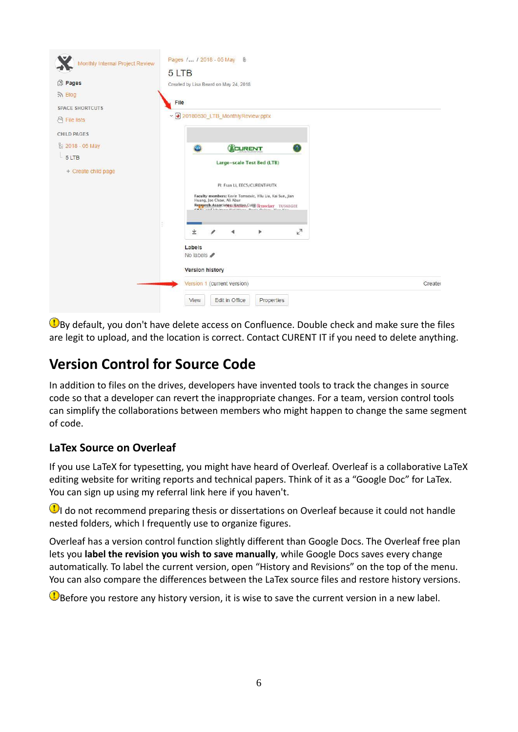By default, you don't have delete access on Confluence. Double check and make sure the files are legit to upload, and the location is correct. Contact CURENT IT if you need to delete anything.

## Version Control for Source Code

In addition to files on the drives, developers have invented tools to track the changes in source code so that a developer can revert the inappropriate changes. For a team, version control tools can simplify the collaborations between members who might happen to change the same segment of code.

### LaTex Source on Overleaf

If you use LaTeX for typesetting, you might have heard of Overleaf. Overleaf is a collaborative LaTeX editing website for writing reports and technical papers. Think of it as a "Google Doc" for LaTex. You can sign up using my referral link here if you haven't.

I do not recommend preparing thesis or dissertations on Overleaf because it could not handle nested folders, which I frequently use to organize figures.

Overleaf has a version control function slightly different than Google Docs. The Overleaf free plan lets you **label the revision you wish to save manually**, while Google Docs saves every change automatically. To label the current version, open "History and Revisions" on the top of the menu. You can also compare the differences between the LaTex source files and restore history versions.

Before you restore any history version, it is wise to save the current version in a new label.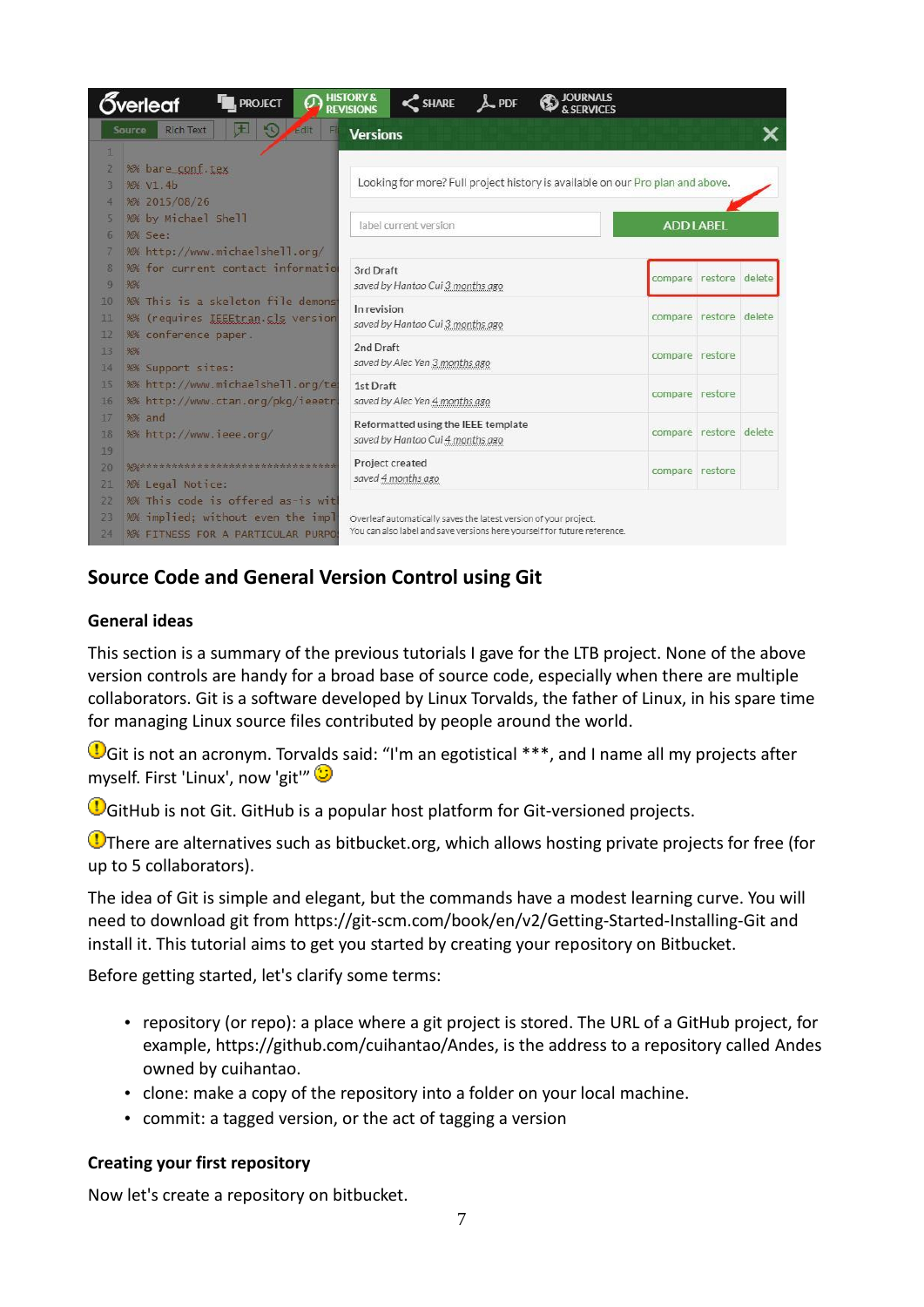## Source Code and General Version Control using Git

### General ideas

This section is a summary of the previous tutorials I gave for the LTB project. None of the above version controls are handy for a broad base of source code, especially when there are multiple collaborators. Git is a software developed by Linux Torvalds, the father of Linux, in his spare time for managing Linux source files contributed by people around the world.

Git is not an acronym. Torvalds said: “I'm an egotistical ***, and I name all my projects after myself. First 'Linux', now 'git'” 

GitHub is not Git. GitHub is a popular host platform for Git-versioned projects.

There are alternatives such as bitbucket.org, which allows hosting private projects for free (for up to 5 collaborators).

The idea of Git is simple and elegant, but the commands have a modest learning curve. You will need to download git from https://git-scm.com/book/en/v2/Getting-Started-Installing-Git and install it. This tutorial aims to get you started by creating your repository on Bitbucket.

Before getting started, let's clarify some terms:

- repository (or repo): a place where a git project is stored. The URL of a GitHub project, for example, https://github.com/cuihantao/Andes, is the address to a repository called Andes owned by cuihantao.
- clone: make a copy of the repository into a folder on your local machine.
- commit: a tagged version, or the act of tagging a version

### Creating your first repository

Now let's create a repository on bitbucket.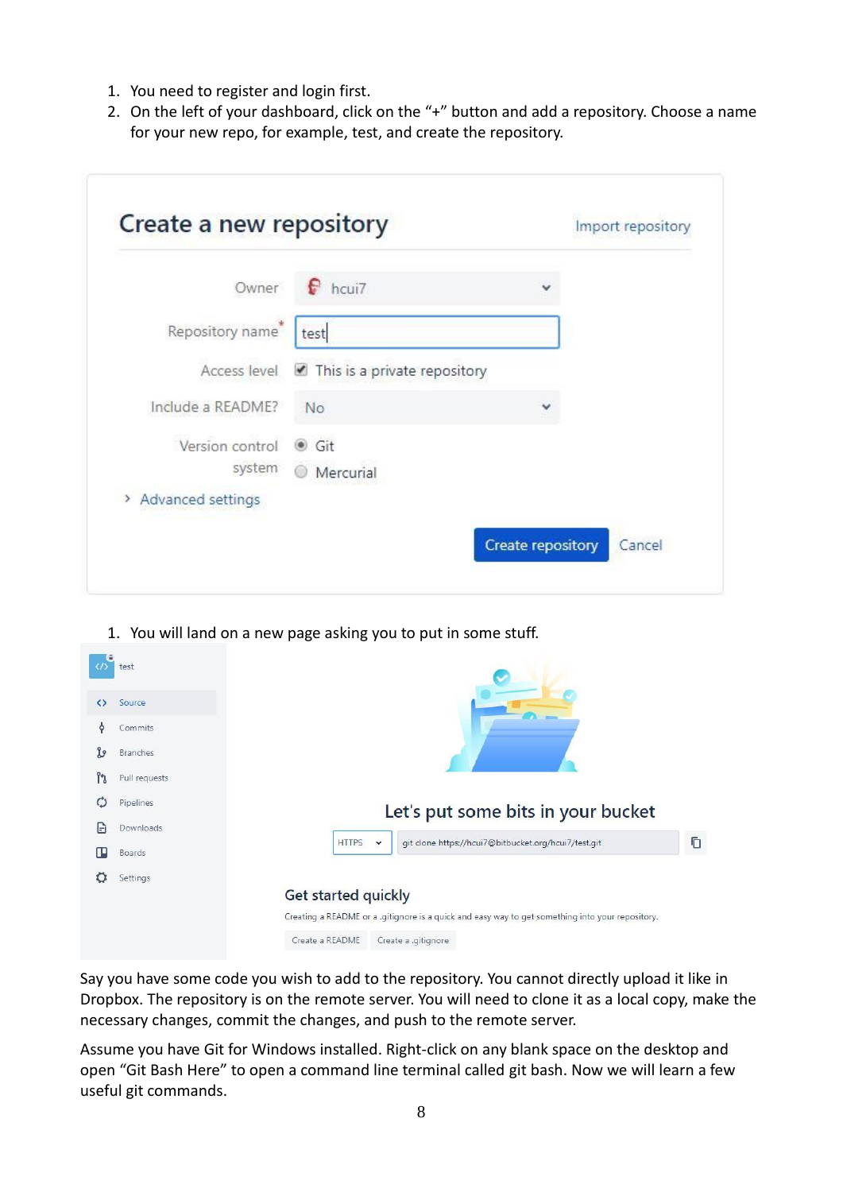1. You need to register and login first.
2. On the left of your dashboard, click on the "+" button and add a repository. Choose a name for your new repo, for example, test, and create the repository.

1. You will land on a new page asking you to put in some stuff.

Say you have some code you wish to add to the repository. You cannot directly upload it like in Dropbox. The repository is on the remote server. You will need to clone it as a local copy, make the necessary changes, commit the changes, and push to the remote server.

Assume you have Git for Windows installed. Right-click on any blank space on the desktop and open "Git Bash Here" to open a command line terminal called git bash. Now we will learn a few useful git commands.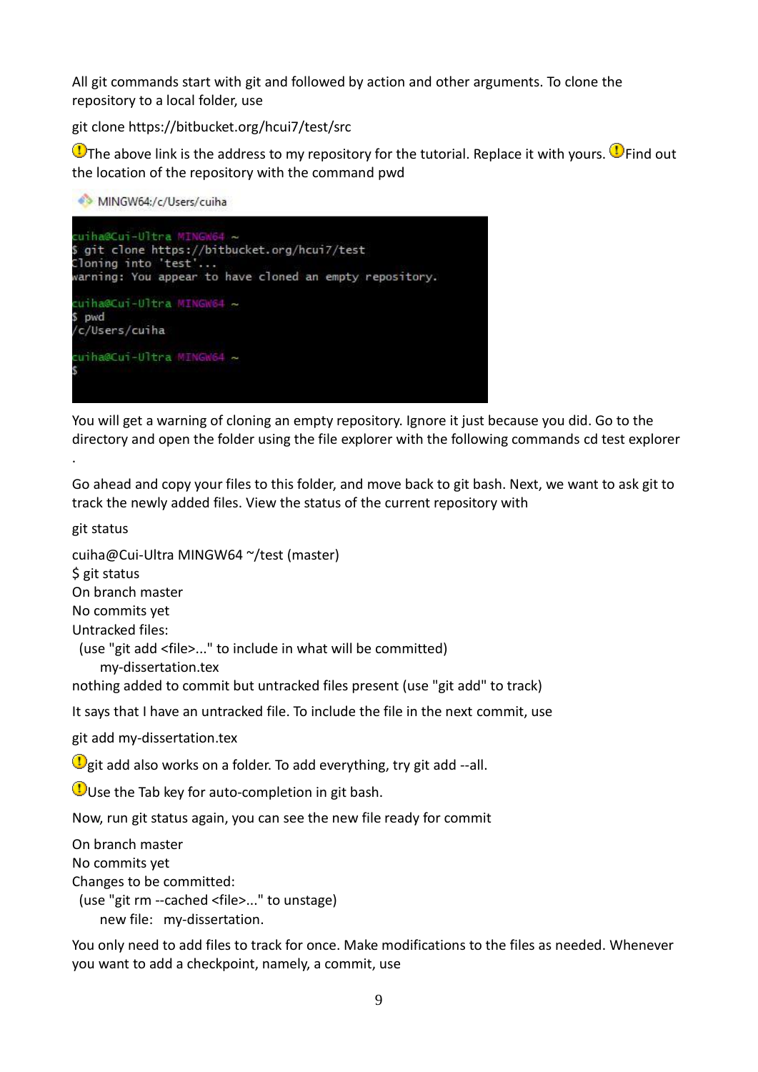All git commands start with git and followed by action and other arguments. To clone the repository to a local folder, use

git clone https://bitbucket.org/hcui7/test/src

⚠The above link is the address to my repository for the tutorial. Replace it with yours. ⚠Find out the location of the repository with the command pwd

MINGW64:/c/Users/cuiha

```
cuiha@Cui-Ultra MINGW64 ~
$ git clone https://bitbucket.org/hcui7/test
Cloning into 'test'...
warning: You appear to have cloned an empty repository.

cuiha@Cui-Ultra MINGW64 ~
$ pwd
/c/Users/cuiha

cuiha@Cui-Ultra MINGW64 ~
$
```

You will get a warning of cloning an empty repository. Ignore it just because you did. Go to the directory and open the folder using the file explorer with the following commands cd test explorer .

Go ahead and copy your files to this folder, and move back to git bash. Next, we want to ask git to track the newly added files. View the status of the current repository with

git status

```
cuiha@Cui-Ultra MINGW64 ~/test (master)
$ git status
On branch master
No commits yet
Untracked files:
  (use "git add <file>..." to include in what will be committed)
        my-dissertation.tex
nothing added to commit but untracked files present (use "git add" to track)
```

It says that I have an untracked file. To include the file in the next commit, use

git add my-dissertation.tex

⚠git add also works on a folder. To add everything, try git add --all.

⚠Use the Tab key for auto-completion in git bash.

Now, run git status again, you can see the new file ready for commit

```
On branch master
No commits yet
Changes to be committed:
  (use "git rm --cached <file>..." to unstage)
        new file:   my-dissertation.
```

You only need to add files to track for once. Make modifications to the files as needed. Whenever you want to add a checkpoint, namely, a commit, use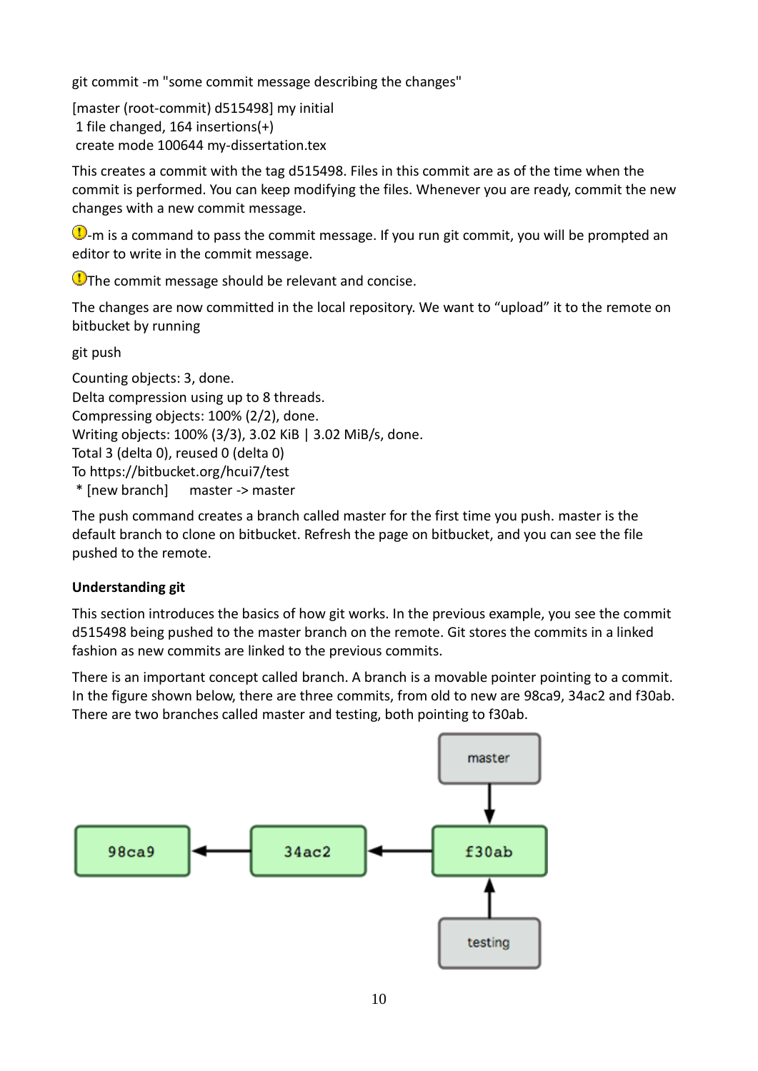```
git commit -m "some commit message describing the changes"
```

```
[master (root-commit) d515498] my initial
 1 file changed, 164 insertions(+)
 create mode 100644 my-dissertation.tex
```

This creates a commit with the tag d515498. Files in this commit are as of the time when the commit is performed. You can keep modifying the files. Whenever you are ready, commit the new changes with a new commit message.

⚠️-m is a command to pass the commit message. If you run git commit, you will be prompted an editor to write in the commit message.

⚠️The commit message should be relevant and concise.

The changes are now committed in the local repository. We want to "upload" it to the remote on bitbucket by running

```
git push
```

```
Counting objects: 3, done.
Delta compression using up to 8 threads.
Compressing objects: 100% (2/2), done.
Writing objects: 100% (3/3), 3.02 KiB | 3.02 MiB/s, done.
Total 3 (delta 0), reused 0 (delta 0)
To https://bitbucket.org/hcui7/test
 * [new branch]      master -> master
```

The push command creates a branch called master for the first time you push. master is the default branch to clone on bitbucket. Refresh the page on bitbucket, and you can see the file pushed to the remote.

**Understanding git**

This section introduces the basics of how git works. In the previous example, you see the commit d515498 being pushed to the master branch on the remote. Git stores the commits in a linked fashion as new commits are linked to the previous commits.

There is an important concept called branch. A branch is a movable pointer pointing to a commit. In the figure shown below, there are three commits, from old to new are 98ca9, 34ac2 and f30ab. There are two branches called master and testing, both pointing to f30ab.

```
                                    master
                                      |
                                      v
98ca9  <------  34ac2  <------      f30ab
                                      ^
                                      |
                                   testing
```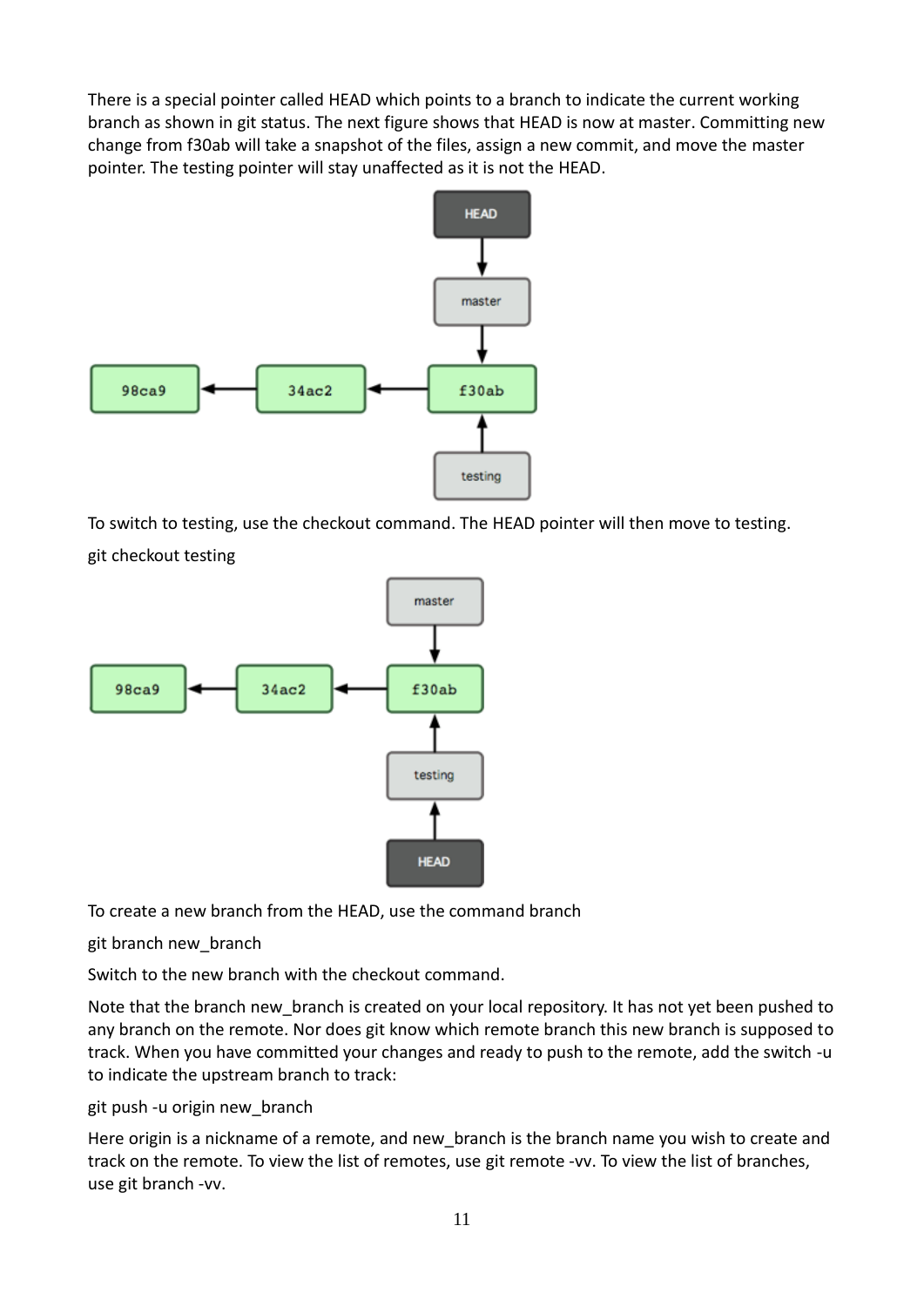There is a special pointer called HEAD which points to a branch to indicate the current working branch as shown in git status. The next figure shows that HEAD is now at master. Committing new change from f30ab will take a snapshot of the files, assign a new commit, and move the master pointer. The testing pointer will stay unaffected as it is not the HEAD.

To switch to testing, use the checkout command. The HEAD pointer will then move to testing.

git checkout testing

To create a new branch from the HEAD, use the command branch

git branch new_branch

Switch to the new branch with the checkout command.

Note that the branch new_branch is created on your local repository. It has not yet been pushed to any branch on the remote. Nor does git know which remote branch this new branch is supposed to track. When you have committed your changes and ready to push to the remote, add the switch -u to indicate the upstream branch to track:

git push -u origin new_branch

Here origin is a nickname of a remote, and new_branch is the branch name you wish to create and track on the remote. To view the list of remotes, use git remote -vv. To view the list of branches, use git branch -vv.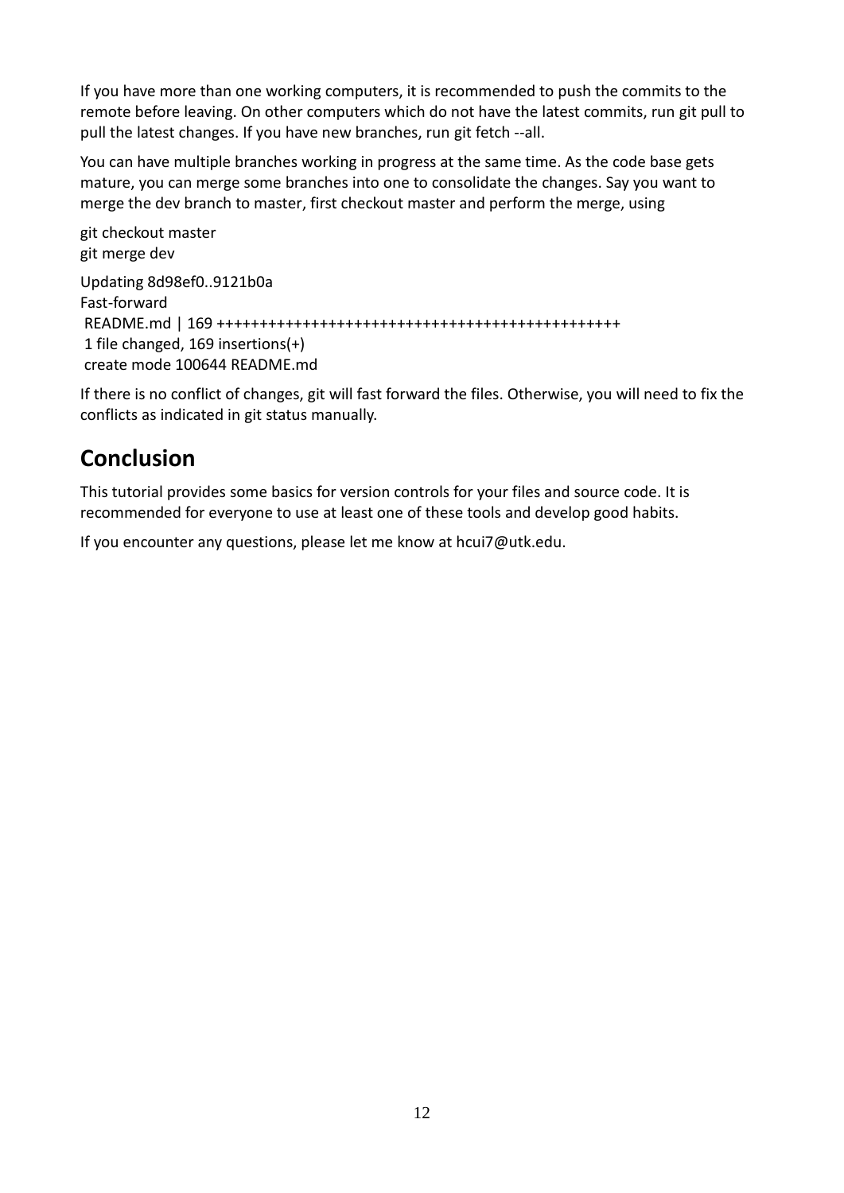If you have more than one working computers, it is recommended to push the commits to the remote before leaving. On other computers which do not have the latest commits, run git pull to pull the latest changes. If you have new branches, run git fetch --all.

You can have multiple branches working in progress at the same time. As the code base gets mature, you can merge some branches into one to consolidate the changes. Say you want to merge the dev branch to master, first checkout master and perform the merge, using

```
git checkout master
git merge dev
```

```
Updating 8d98ef0..9121b0a
Fast-forward
 README.md | 169 +++++++++++++++++++++++++++++++++++++++++++++++++
 1 file changed, 169 insertions(+)
 create mode 100644 README.md
```

If there is no conflict of changes, git will fast forward the files. Otherwise, you will need to fix the conflicts as indicated in git status manually.

## Conclusion

This tutorial provides some basics for version controls for your files and source code. It is recommended for everyone to use at least one of these tools and develop good habits.

If you encounter any questions, please let me know at hcui7@utk.edu.